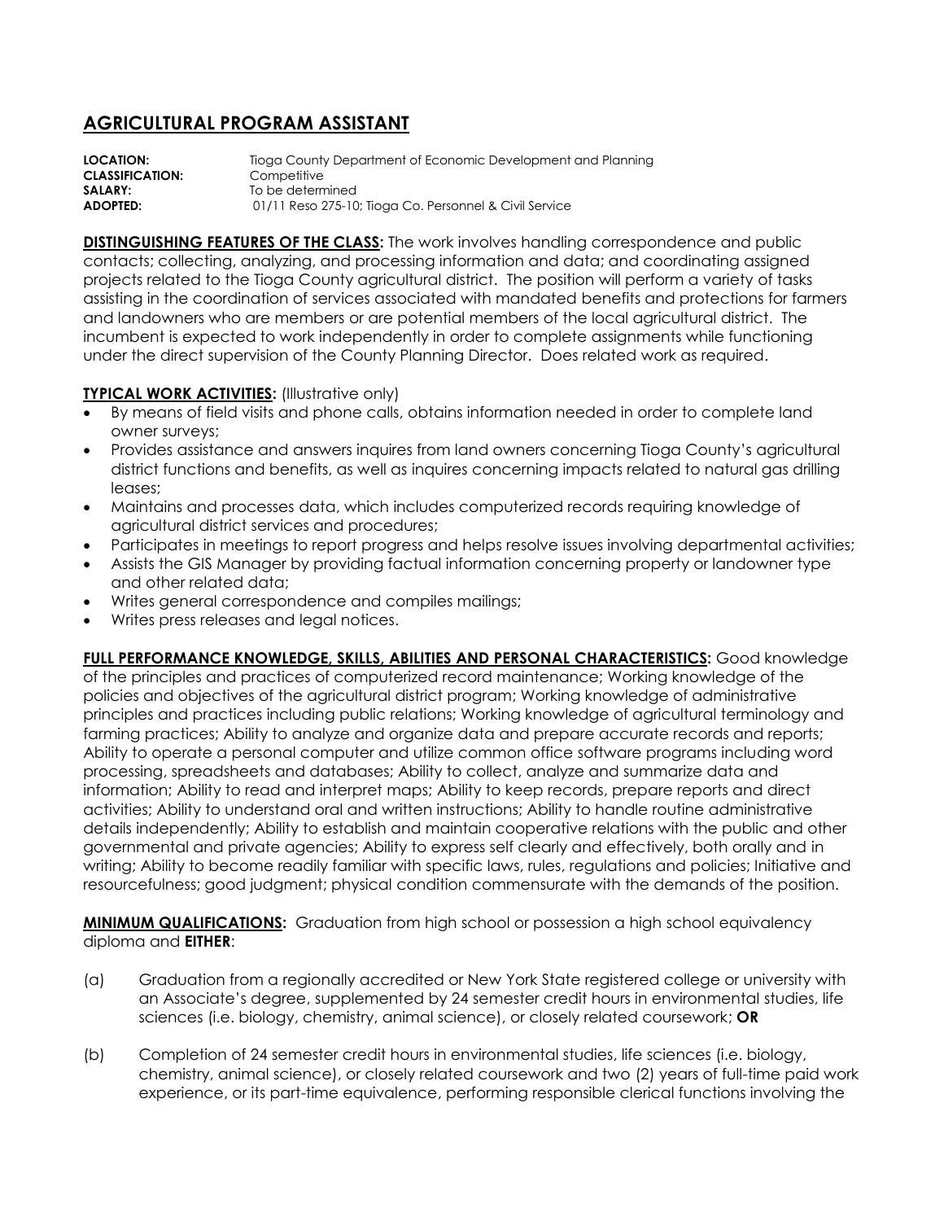# AGRICULTURAL PROGRAM ASSISTANT

**LOCATION:** Tioga County Department of Economic Development and Planning
**CLASSIFICATION:** Competitive
**SALARY:** To be determined
**ADOPTED:** 01/11 Reso 275-10; Tioga Co. Personnel & Civil Service

**DISTINGUISHING FEATURES OF THE CLASS:** The work involves handling correspondence and public contacts; collecting, analyzing, and processing information and data; and coordinating assigned projects related to the Tioga County agricultural district. The position will perform a variety of tasks assisting in the coordination of services associated with mandated benefits and protections for farmers and landowners who are members or are potential members of the local agricultural district. The incumbent is expected to work independently in order to complete assignments while functioning under the direct supervision of the County Planning Director. Does related work as required.

**TYPICAL WORK ACTIVITIES:** (Illustrative only)

- By means of field visits and phone calls, obtains information needed in order to complete land owner surveys;
- Provides assistance and answers inquires from land owners concerning Tioga County's agricultural district functions and benefits, as well as inquires concerning impacts related to natural gas drilling leases;
- Maintains and processes data, which includes computerized records requiring knowledge of agricultural district services and procedures;
- Participates in meetings to report progress and helps resolve issues involving departmental activities;
- Assists the GIS Manager by providing factual information concerning property or landowner type and other related data;
- Writes general correspondence and compiles mailings;
- Writes press releases and legal notices.

**FULL PERFORMANCE KNOWLEDGE, SKILLS, ABILITIES AND PERSONAL CHARACTERISTICS:** Good knowledge of the principles and practices of computerized record maintenance; Working knowledge of the policies and objectives of the agricultural district program; Working knowledge of administrative principles and practices including public relations; Working knowledge of agricultural terminology and farming practices; Ability to analyze and organize data and prepare accurate records and reports; Ability to operate a personal computer and utilize common office software programs including word processing, spreadsheets and databases; Ability to collect, analyze and summarize data and information; Ability to read and interpret maps; Ability to keep records, prepare reports and direct activities; Ability to understand oral and written instructions; Ability to handle routine administrative details independently; Ability to establish and maintain cooperative relations with the public and other governmental and private agencies; Ability to express self clearly and effectively, both orally and in writing; Ability to become readily familiar with specific laws, rules, regulations and policies; Initiative and resourcefulness; good judgment; physical condition commensurate with the demands of the position.

**MINIMUM QUALIFICATIONS:** Graduation from high school or possession a high school equivalency diploma and **EITHER**:

(a) Graduation from a regionally accredited or New York State registered college or university with an Associate's degree, supplemented by 24 semester credit hours in environmental studies, life sciences (i.e. biology, chemistry, animal science), or closely related coursework; **OR**

(b) Completion of 24 semester credit hours in environmental studies, life sciences (i.e. biology, chemistry, animal science), or closely related coursework and two (2) years of full-time paid work experience, or its part-time equivalence, performing responsible clerical functions involving the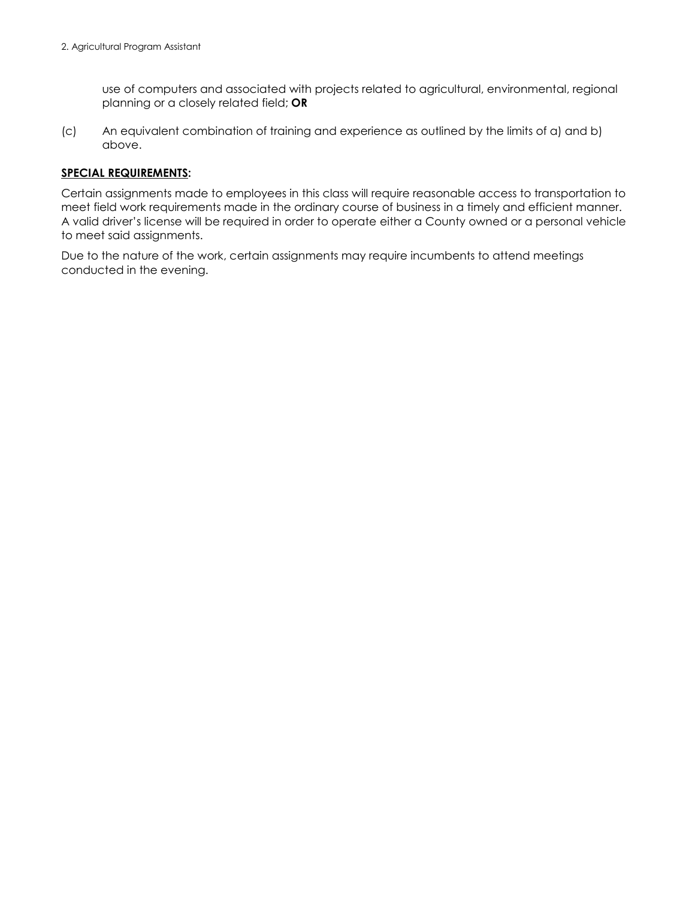use of computers and associated with projects related to agricultural, environmental, regional planning or a closely related field; **OR**

(c) An equivalent combination of training and experience as outlined by the limits of a) and b) above.

**SPECIAL REQUIREMENTS:**

Certain assignments made to employees in this class will require reasonable access to transportation to meet field work requirements made in the ordinary course of business in a timely and efficient manner. A valid driver's license will be required in order to operate either a County owned or a personal vehicle to meet said assignments.

Due to the nature of the work, certain assignments may require incumbents to attend meetings conducted in the evening.